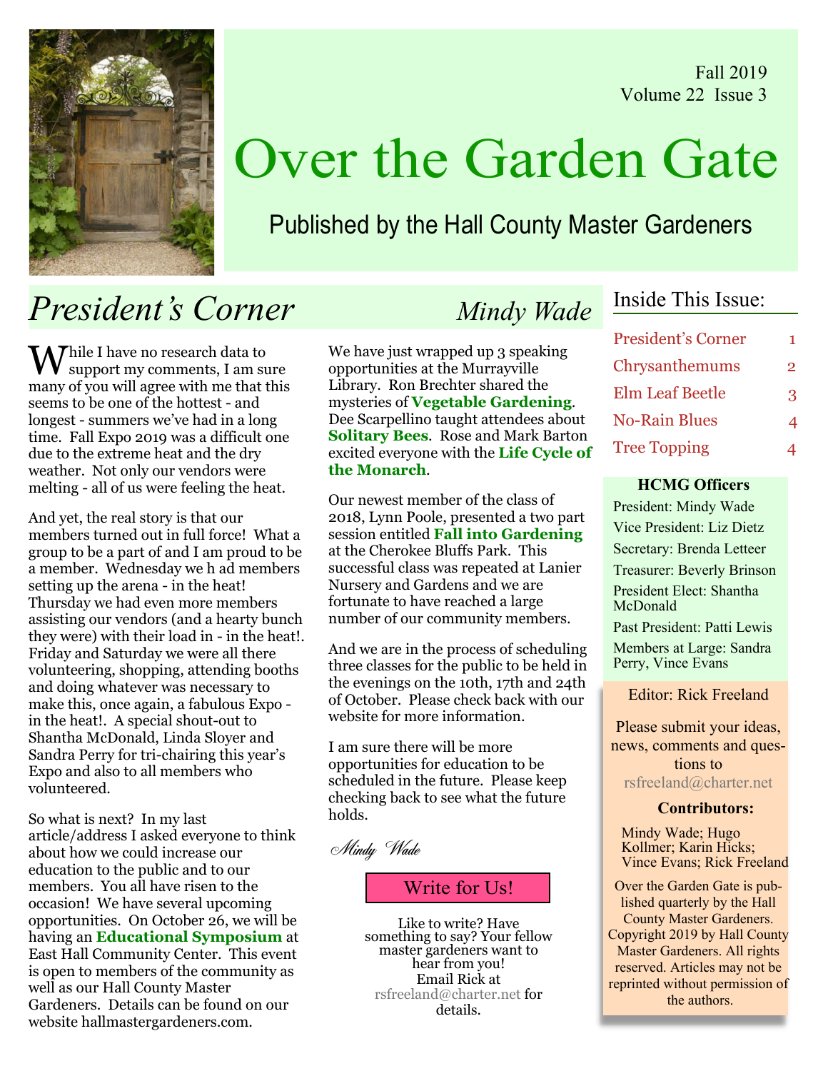Fall 2019
Volume 22 Issue 3

# Over the Garden Gate

Published by the Hall County Master Gardeners

## *President's Corner* — *Mindy Wade*

While I have no research data to support my comments, I am sure many of you will agree with me that this seems to be one of the hottest - and longest - summers we've had in a long time. Fall Expo 2019 was a difficult one due to the extreme heat and the dry weather. Not only our vendors were melting - all of us were feeling the heat.

And yet, the real story is that our members turned out in full force! What a group to be a part of and I am proud to be a member. Wednesday we h ad members setting up the arena - in the heat! Thursday we had even more members assisting our vendors (and a hearty bunch they were) with their load in - in the heat!. Friday and Saturday we were all there volunteering, shopping, attending booths and doing whatever was necessary to make this, once again, a fabulous Expo - in the heat!. A special shout-out to Shantha McDonald, Linda Sloyer and Sandra Perry for tri-chairing this year's Expo and also to all members who volunteered.

So what is next? In my last article/address I asked everyone to think about how we could increase our education to the public and to our members. You all have risen to the occasion! We have several upcoming opportunities. On October 26, we will be having an **Educational Symposium** at East Hall Community Center. This event is open to members of the community as well as our Hall County Master Gardeners. Details can be found on our website hallmastergardeners.com.

We have just wrapped up 3 speaking opportunities at the Murrayville Library. Ron Brechter shared the mysteries of **Vegetable Gardening**. Dee Scarpellino taught attendees about **Solitary Bees**. Rose and Mark Barton excited everyone with the **Life Cycle of the Monarch**.

Our newest member of the class of 2018, Lynn Poole, presented a two part session entitled **Fall into Gardening** at the Cherokee Bluffs Park. This successful class was repeated at Lanier Nursery and Gardens and we are fortunate to have reached a large number of our community members.

And we are in the process of scheduling three classes for the public to be held in the evenings on the 10th, 17th and 24th of October. Please check back with our website for more information.

I am sure there will be more opportunities for education to be scheduled in the future. Please keep checking back to see what the future holds.

*Mindy Wade*

### Write for Us!

Like to write? Have something to say? Your fellow master gardeners want to hear from you! Email Rick at rsfreeland@charter.net for details.

### Inside This Issue:

| | |
|---|---|
| President's Corner | 1 |
| Chrysanthemums | 2 |
| Elm Leaf Beetle | 3 |
| No-Rain Blues | 4 |
| Tree Topping | 4 |

### HCMG Officers

President: Mindy Wade
Vice President: Liz Dietz
Secretary: Brenda Letteer
Treasurer: Beverly Brinson
President Elect: Shantha McDonald
Past President: Patti Lewis
Members at Large: Sandra Perry, Vince Evans

Editor: Rick Freeland

Please submit your ideas, news, comments and questions to rsfreeland@charter.net

**Contributors:**

Mindy Wade; Hugo Kollmer; Karin Hicks; Vince Evans; Rick Freeland

Over the Garden Gate is published quarterly by the Hall County Master Gardeners. Copyright 2019 by Hall County Master Gardeners. All rights reserved. Articles may not be reprinted without permission of the authors.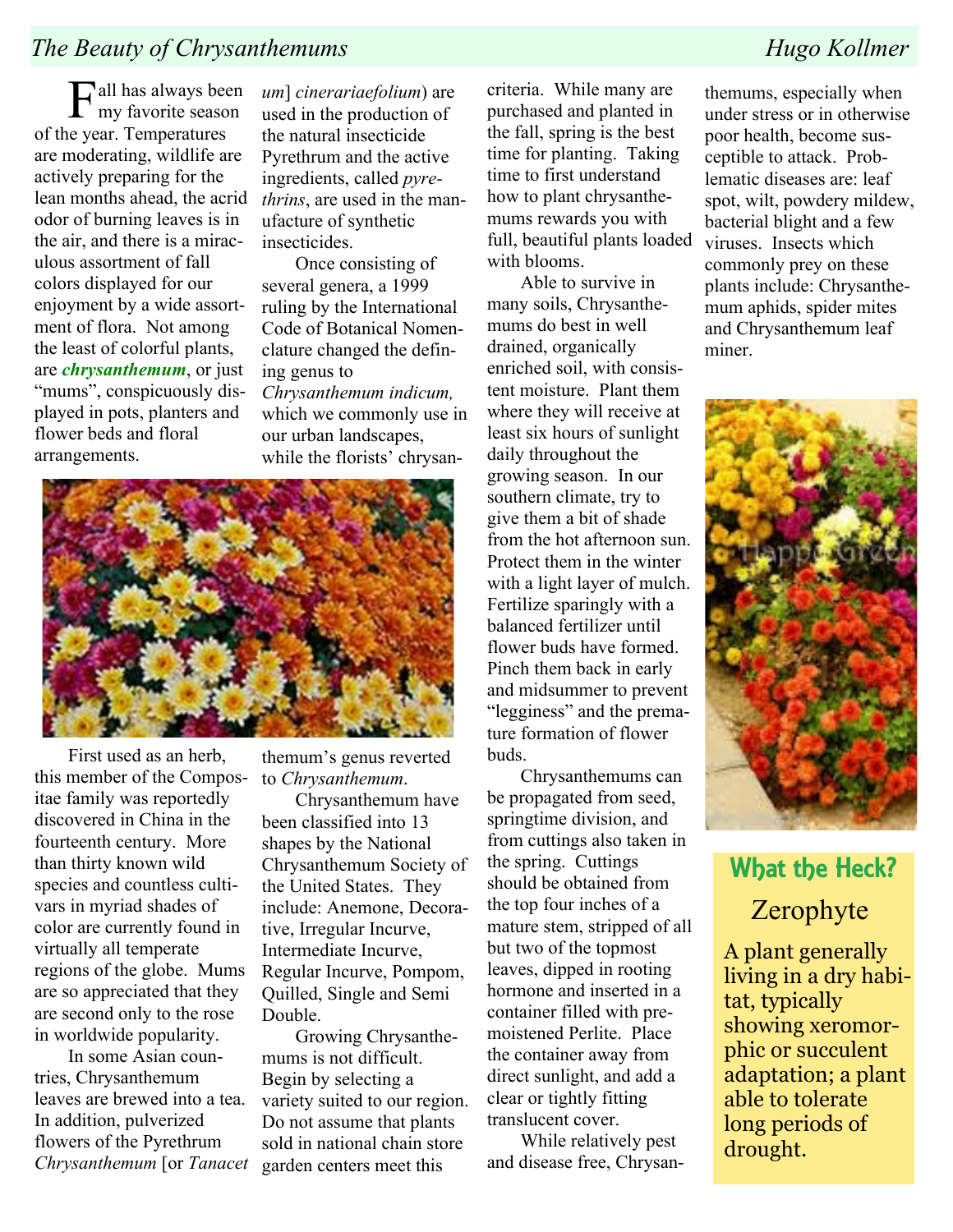## The Beauty of Chrysanthemums

Hugo Kollmer

Fall has always been my favorite season of the year. Temperatures are moderating, wildlife are actively preparing for the lean months ahead, the acrid odor of burning leaves is in the air, and there is a miraculous assortment of fall colors displayed for our enjoyment by a wide assortment of flora. Not among the least of colorful plants, are ***chrysanthemum***, or just "mums", conspicuously displayed in pots, planters and flower beds and floral arrangements.

First used as an herb, this member of the Compositae family was reportedly discovered in China in the fourteenth century. More than thirty known wild species and countless cultivars in myriad shades of color are currently found in virtually all temperate regions of the globe. Mums are so appreciated that they are second only to the rose in worldwide popularity.

In some Asian countries, Chrysanthemum leaves are brewed into a tea. In addition, pulverized flowers of the Pyrethrum *Chrysanthemum* [or *Tanacetum*] *cinerariaefolium*) are used in the production of the natural insecticide Pyrethrum and the active ingredients, called *pyrethrins*, are used in the manufacture of synthetic insecticides.

Once consisting of several genera, a 1999 ruling by the International Code of Botanical Nomenclature changed the defining genus to *Chrysanthemum indicum,* which we commonly use in our urban landscapes, while the florists' chrysanthemum's genus reverted to *Chrysanthemum*.

Chrysanthemum have been classified into 13 shapes by the National Chrysanthemum Society of the United States. They include: Anemone, Decorative, Irregular Incurve, Intermediate Incurve, Regular Incurve, Pompom, Quilled, Single and Semi Double.

Growing Chrysanthemums is not difficult. Begin by selecting a variety suited to our region. Do not assume that plants sold in national chain store garden centers meet this criteria. While many are purchased and planted in the fall, spring is the best time for planting. Taking time to first understand how to plant chrysanthemums rewards you with full, beautiful plants loaded with blooms.

Able to survive in many soils, Chrysanthemums do best in well drained, organically enriched soil, with consistent moisture. Plant them where they will receive at least six hours of sunlight daily throughout the growing season. In our southern climate, try to give them a bit of shade from the hot afternoon sun. Protect them in the winter with a light layer of mulch. Fertilize sparingly with a balanced fertilizer until flower buds have formed. Pinch them back in early and midsummer to prevent "legginess" and the premature formation of flower buds.

Chrysanthemums can be propagated from seed, springtime division, and from cuttings also taken in the spring. Cuttings should be obtained from the top four inches of a mature stem, stripped of all but two of the topmost leaves, dipped in rooting hormone and inserted in a container filled with premoistened Perlite. Place the container away from direct sunlight, and add a clear or tightly fitting translucent cover.

While relatively pest and disease free, Chrysanthemums, especially when under stress or in otherwise poor health, become susceptible to attack. Problematic diseases are: leaf spot, wilt, powdery mildew, bacterial blight and a few viruses. Insects which commonly prey on these plants include: Chrysanthemum aphids, spider mites and Chrysanthemum leaf miner.

### What the Heck?

**Zerophyte**

A plant generally living in a dry habitat, typically showing xeromorphic or succulent adaptation; a plant able to tolerate long periods of drought.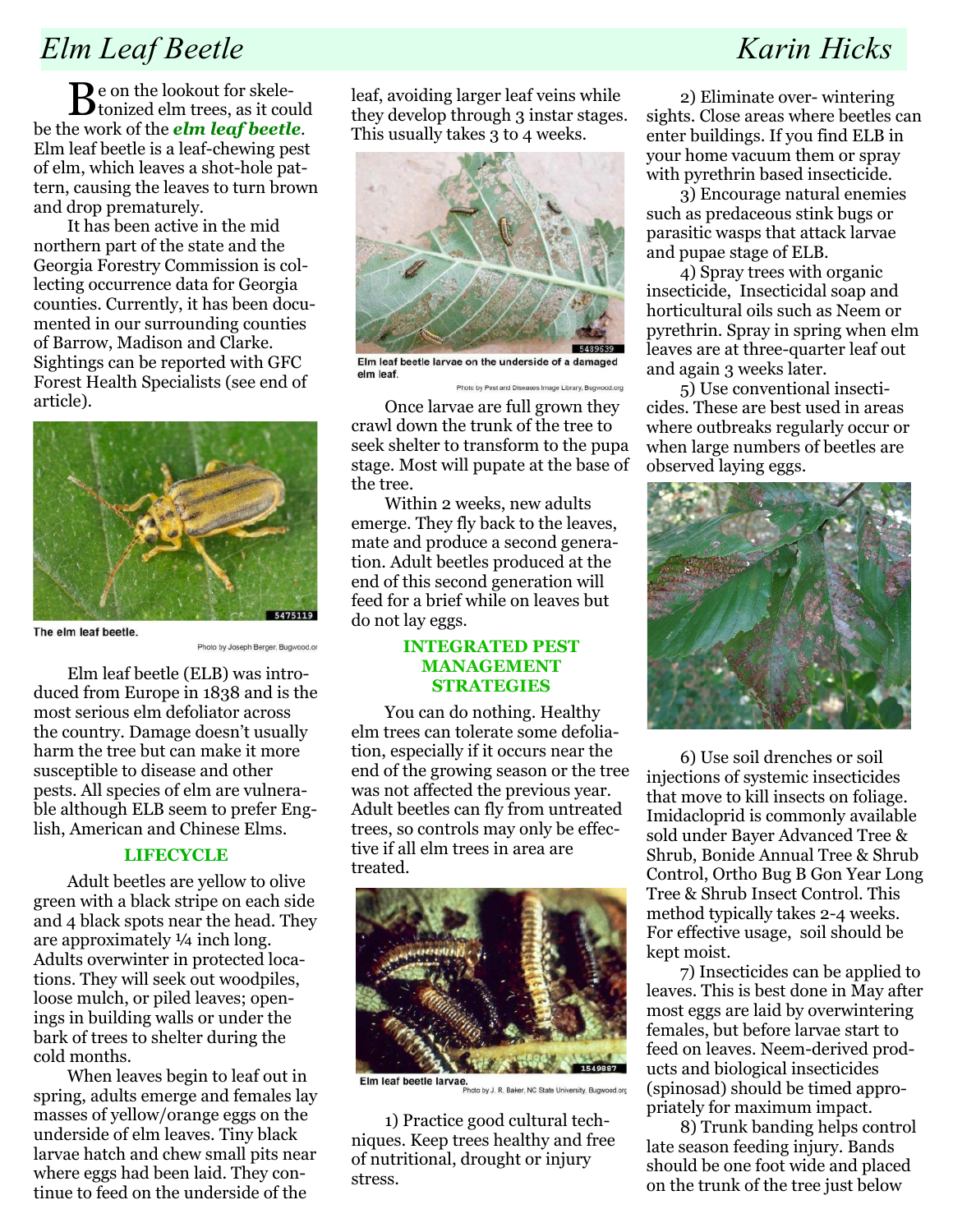# Elm Leaf Beetle

Karin Hicks

Be on the lookout for skeletonized elm trees, as it could be the work of the ***elm leaf beetle***. Elm leaf beetle is a leaf-chewing pest of elm, which leaves a shot-hole pattern, causing the leaves to turn brown and drop prematurely.

It has been active in the mid northern part of the state and the Georgia Forestry Commission is collecting occurrence data for Georgia counties. Currently, it has been documented in our surrounding counties of Barrow, Madison and Clarke. Sightings can be reported with GFC Forest Health Specialists (see end of article).

The elm leaf beetle.

Photo by Joseph Berger, Bugwood.org

Elm leaf beetle (ELB) was introduced from Europe in 1838 and is the most serious elm defoliator across the country. Damage doesn't usually harm the tree but can make it more susceptible to disease and other pests. All species of elm are vulnerable although ELB seem to prefer English, American and Chinese Elms.

## LIFECYCLE

Adult beetles are yellow to olive green with a black stripe on each side and 4 black spots near the head. They are approximately ¼ inch long. Adults overwinter in protected locations. They will seek out woodpiles, loose mulch, or piled leaves; openings in building walls or under the bark of trees to shelter during the cold months.

When leaves begin to leaf out in spring, adults emerge and females lay masses of yellow/orange eggs on the underside of elm leaves. Tiny black larvae hatch and chew small pits near where eggs had been laid. They continue to feed on the underside of the leaf, avoiding larger leaf veins while they develop through 3 instar stages. This usually takes 3 to 4 weeks.

Elm leaf beetle larvae on the underside of a damaged elm leaf.

Photo by Pest and Diseases Image Library, Bugwood.org

Once larvae are full grown they crawl down the trunk of the tree to seek shelter to transform to the pupa stage. Most will pupate at the base of the tree.

Within 2 weeks, new adults emerge. They fly back to the leaves, mate and produce a second generation. Adult beetles produced at the end of this second generation will feed for a brief while on leaves but do not lay eggs.

## INTEGRATED PEST MANAGEMENT STRATEGIES

You can do nothing. Healthy elm trees can tolerate some defoliation, especially if it occurs near the end of the growing season or the tree was not affected the previous year. Adult beetles can fly from untreated trees, so controls may only be effective if all elm trees in area are treated.

Elm leaf beetle larvae.

Photo by J. R. Baker, NC State University, Bugwood.org

1) Practice good cultural techniques. Keep trees healthy and free of nutritional, drought or injury stress.

2) Eliminate over- wintering sights. Close areas where beetles can enter buildings. If you find ELB in your home vacuum them or spray with pyrethrin based insecticide.

3) Encourage natural enemies such as predaceous stink bugs or parasitic wasps that attack larvae and pupae stage of ELB.

4) Spray trees with organic insecticide, Insecticidal soap and horticultural oils such as Neem or pyrethrin. Spray in spring when elm leaves are at three-quarter leaf out and again 3 weeks later.

5) Use conventional insecticides. These are best used in areas where outbreaks regularly occur or when large numbers of beetles are observed laying eggs.

6) Use soil drenches or soil injections of systemic insecticides that move to kill insects on foliage. Imidacloprid is commonly available sold under Bayer Advanced Tree & Shrub, Bonide Annual Tree & Shrub Control, Ortho Bug B Gon Year Long Tree & Shrub Insect Control. This method typically takes 2-4 weeks. For effective usage, soil should be kept moist.

7) Insecticides can be applied to leaves. This is best done in May after most eggs are laid by overwintering females, but before larvae start to feed on leaves. Neem-derived products and biological insecticides (spinosad) should be timed appropriately for maximum impact.

8) Trunk banding helps control late season feeding injury. Bands should be one foot wide and placed on the trunk of the tree just below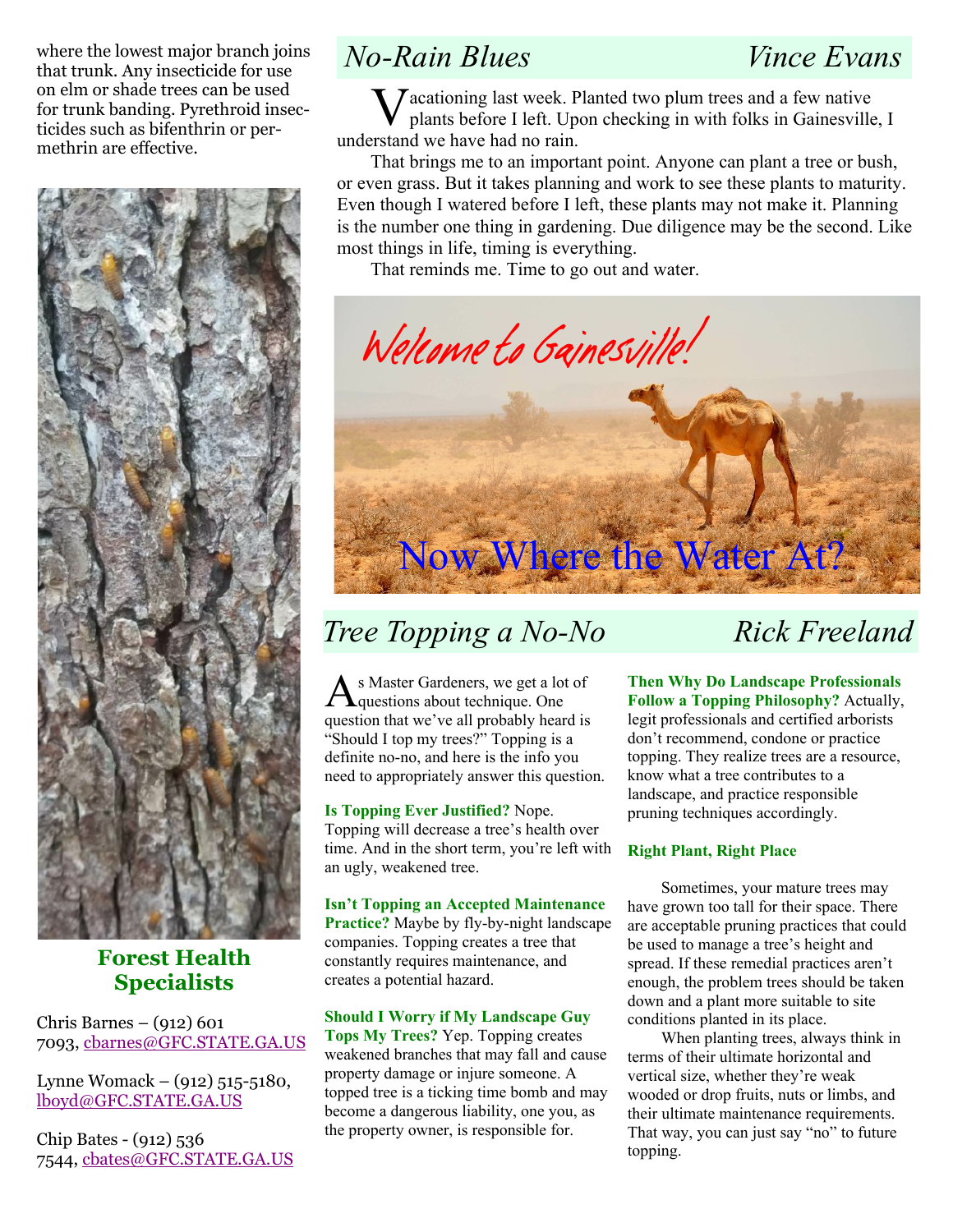where the lowest major branch joins that trunk. Any insecticide for use on elm or shade trees can be used for trunk banding. Pyrethroid insecticides such as bifenthrin or permethrin are effective.

**Forest Health Specialists**

Chris Barnes – (912) 601 7093, cbarnes@GFC.STATE.GA.US

Lynne Womack – (912) 515-5180, lboyd@GFC.STATE.GA.US

Chip Bates - (912) 536 7544, cbates@GFC.STATE.GA.US

## *No-Rain Blues* — *Vince Evans*

Vacationing last week. Planted two plum trees and a few native plants before I left. Upon checking in with folks in Gainesville, I understand we have had no rain.

That brings me to an important point. Anyone can plant a tree or bush, or even grass. But it takes planning and work to see these plants to maturity. Even though I watered before I left, these plants may not make it. Planning is the number one thing in gardening. Due diligence may be the second. Like most things in life, timing is everything.

That reminds me. Time to go out and water.

Welcome to Gainesville!

Now Where the Water At?

## *Tree Topping a No-No* — *Rick Freeland*

As Master Gardeners, we get a lot of questions about technique. One question that we've all probably heard is "Should I top my trees?" Topping is a definite no-no, and here is the info you need to appropriately answer this question.

**Is Topping Ever Justified?** Nope. Topping will decrease a tree's health over time. And in the short term, you're left with an ugly, weakened tree.

**Isn't Topping an Accepted Maintenance Practice?** Maybe by fly-by-night landscape companies. Topping creates a tree that constantly requires maintenance, and creates a potential hazard.

**Should I Worry if My Landscape Guy Tops My Trees?** Yep. Topping creates weakened branches that may fall and cause property damage or injure someone. A topped tree is a ticking time bomb and may become a dangerous liability, one you, as the property owner, is responsible for.

**Then Why Do Landscape Professionals Follow a Topping Philosophy?** Actually, legit professionals and certified arborists don't recommend, condone or practice topping. They realize trees are a resource, know what a tree contributes to a landscape, and practice responsible pruning techniques accordingly.

**Right Plant, Right Place**

Sometimes, your mature trees may have grown too tall for their space. There are acceptable pruning practices that could be used to manage a tree's height and spread. If these remedial practices aren't enough, the problem trees should be taken down and a plant more suitable to site conditions planted in its place.

When planting trees, always think in terms of their ultimate horizontal and vertical size, whether they're weak wooded or drop fruits, nuts or limbs, and their ultimate maintenance requirements. That way, you can just say "no" to future topping.